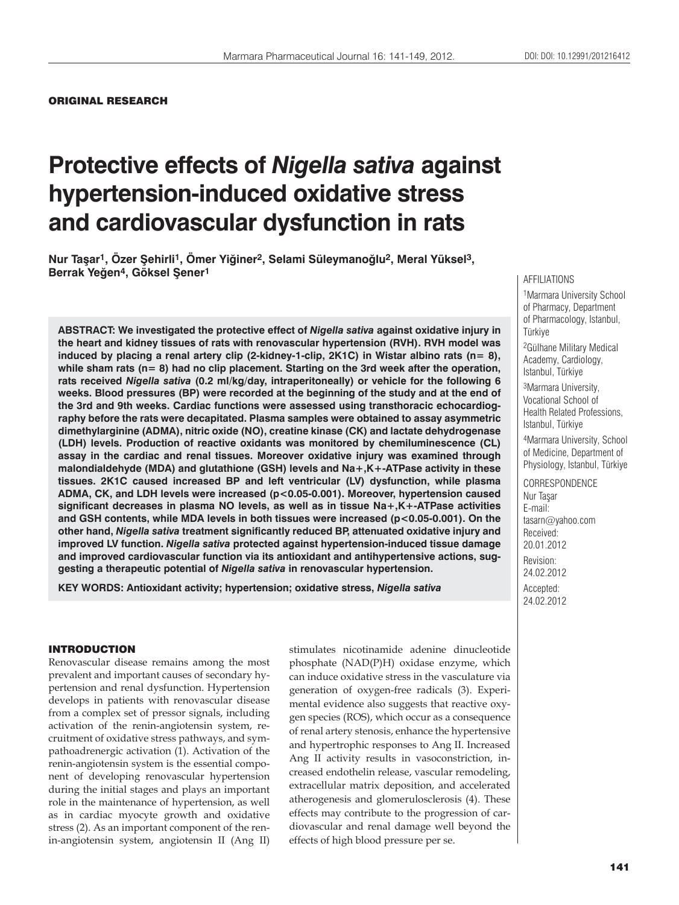ORIGINAL RESEARCH

# Protective effects of *Nigella sativa* against hypertension-induced oxidative stress and cardiovascular dysfunction in rats

**Nur Taşar[1], Özer Şehirli[1], Ömer Yiğiner[2], Selami Süleymanoğlu[2], Meral Yüksel[3], Berrak Yeğen[4], Göksel Şener[1]**

AFFILIATIONS

[1]Marmara University School of Pharmacy, Department of Pharmacology, Istanbul, Türkiye

[2]Gülhane Military Medical Academy, Cardiology, Istanbul, Türkiye

[3]Marmara University, Vocational School of Health Related Professions, Istanbul, Türkiye

[4]Marmara University, School of Medicine, Department of Physiology, Istanbul, Türkiye

CORRESPONDENCE
Nur Taşar
E-mail:
tasarn@yahoo.com
Received:
20.01.2012
Revision:
24.02.2012
Accepted:
24.02.2012

**ABSTRACT: We investigated the protective effect of *Nigella sativa* against oxidative injury in the heart and kidney tissues of rats with renovascular hypertension (RVH). RVH model was induced by placing a renal artery clip (2-kidney-1-clip, 2K1C) in Wistar albino rats (n= 8), while sham rats (n= 8) had no clip placement. Starting on the 3rd week after the operation, rats received *Nigella sativa* (0.2 ml/kg/day, intraperitoneally) or vehicle for the following 6 weeks. Blood pressures (BP) were recorded at the beginning of the study and at the end of the 3rd and 9th weeks. Cardiac functions were assessed using transthoracic echocardiography before the rats were decapitated. Plasma samples were obtained to assay asymmetric dimethylarginine (ADMA), nitric oxide (NO), creatine kinase (CK) and lactate dehydrogenase (LDH) levels. Production of reactive oxidants was monitored by chemiluminescence (CL) assay in the cardiac and renal tissues. Moreover oxidative injury was examined through malondialdehyde (MDA) and glutathione (GSH) levels and Na+,K+-ATPase activity in these tissues. 2K1C caused increased BP and left ventricular (LV) dysfunction, while plasma ADMA, CK, and LDH levels were increased ($p<0.05$-$0.001$). Moreover, hypertension caused significant decreases in plasma NO levels, as well as in tissue Na+,K+-ATPase activities and GSH contents, while MDA levels in both tissues were increased ($p<0.05$-$0.001$). On the other hand, *Nigella sativa* treatment significantly reduced BP, attenuated oxidative injury and improved LV function. *Nigella sativa* protected against hypertension-induced tissue damage and improved cardiovascular function via its antioxidant and antihypertensive actions, suggesting a therapeutic potential of *Nigella sativa* in renovascular hypertension.**

**KEY WORDS: Antioxidant activity; hypertension; oxidative stress, *Nigella sativa***

## INTRODUCTION

Renovascular disease remains among the most prevalent and important causes of secondary hypertension and renal dysfunction. Hypertension develops in patients with renovascular disease from a complex set of pressor signals, including activation of the renin-angiotensin system, recruitment of oxidative stress pathways, and sympathoadrenergic activation (1). Activation of the renin-angiotensin system is the essential component of developing renovascular hypertension during the initial stages and plays an important role in the maintenance of hypertension, as well as in cardiac myocyte growth and oxidative stress (2). As an important component of the renin-angiotensin system, angiotensin II (Ang II) stimulates nicotinamide adenine dinucleotide phosphate (NAD(P)H) oxidase enzyme, which can induce oxidative stress in the vasculature via generation of oxygen-free radicals (3). Experimental evidence also suggests that reactive oxygen species (ROS), which occur as a consequence of renal artery stenosis, enhance the hypertensive and hypertrophic responses to Ang II. Increased Ang II activity results in vasoconstriction, increased endothelin release, vascular remodeling, extracellular matrix deposition, and accelerated atherogenesis and glomerulosclerosis (4). These effects may contribute to the progression of cardiovascular and renal damage well beyond the effects of high blood pressure per se.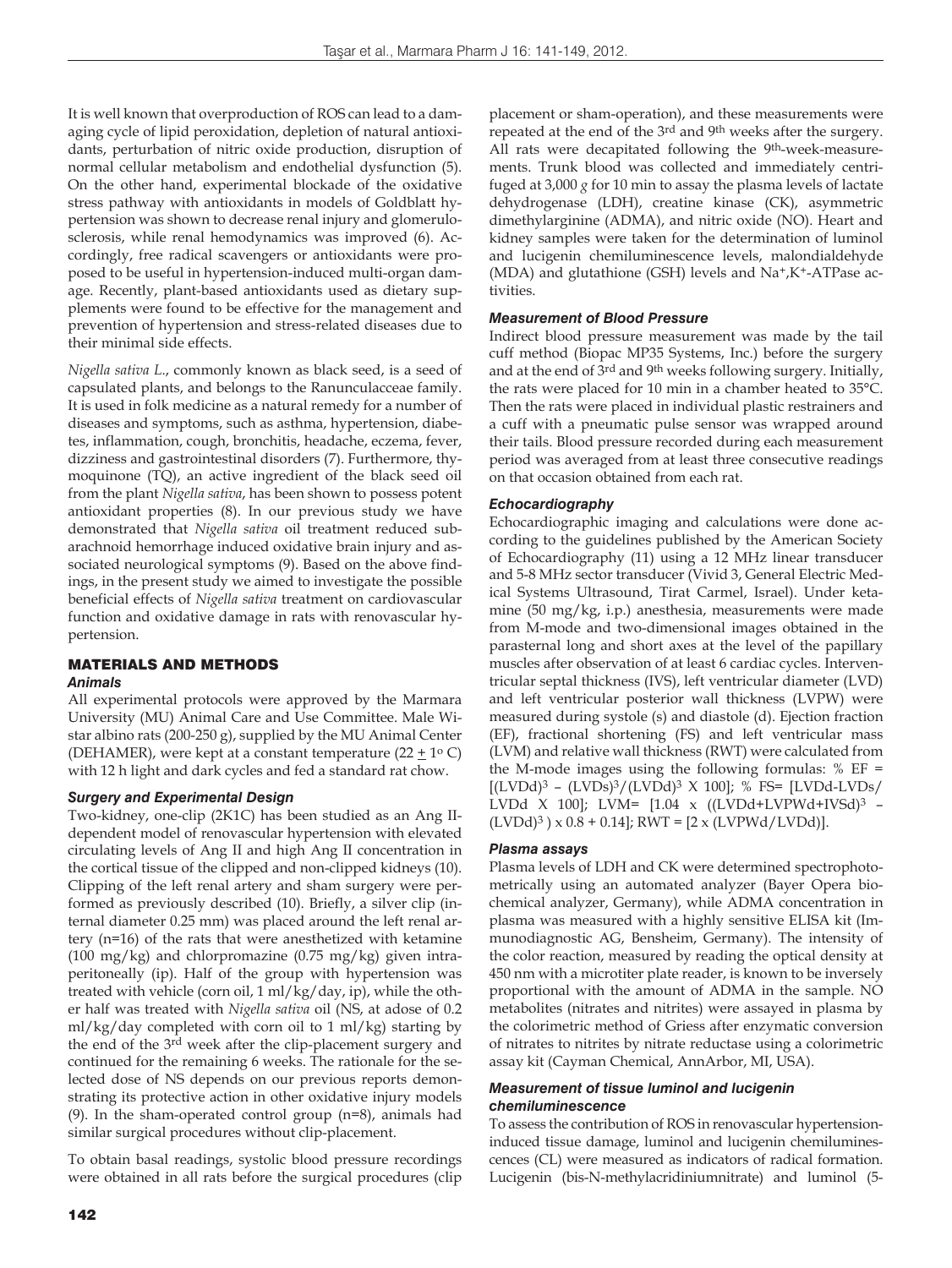It is well known that overproduction of ROS can lead to a damaging cycle of lipid peroxidation, depletion of natural antioxidants, perturbation of nitric oxide production, disruption of normal cellular metabolism and endothelial dysfunction (5). On the other hand, experimental blockade of the oxidative stress pathway with antioxidants in models of Goldblatt hypertension was shown to decrease renal injury and glomerulosclerosis, while renal hemodynamics was improved (6). Accordingly, free radical scavengers or antioxidants were proposed to be useful in hypertension-induced multi-organ damage. Recently, plant-based antioxidants used as dietary supplements were found to be effective for the management and prevention of hypertension and stress-related diseases due to their minimal side effects.

*Nigella sativa L.*, commonly known as black seed, is a seed of capsulated plants, and belongs to the Ranunculacceae family. It is used in folk medicine as a natural remedy for a number of diseases and symptoms, such as asthma, hypertension, diabetes, inflammation, cough, bronchitis, headache, eczema, fever, dizziness and gastrointestinal disorders (7). Furthermore, thymoquinone (TQ), an active ingredient of the black seed oil from the plant *Nigella sativa*, has been shown to possess potent antioxidant properties (8). In our previous study we have demonstrated that *Nigella sativa* oil treatment reduced subarachnoid hemorrhage induced oxidative brain injury and associated neurological symptoms (9). Based on the above findings, in the present study we aimed to investigate the possible beneficial effects of *Nigella sativa* treatment on cardiovascular function and oxidative damage in rats with renovascular hypertension.

## MATERIALS AND METHODS

### *Animals*

All experimental protocols were approved by the Marmara University (MU) Animal Care and Use Committee. Male Wistar albino rats (200-250 g), supplied by the MU Animal Center (DEHAMER), were kept at a constant temperature ($22 \pm 1^{o}$ C) with 12 h light and dark cycles and fed a standard rat chow.

### *Surgery and Experimental Design*

Two-kidney, one-clip (2K1C) has been studied as an Ang II-dependent model of renovascular hypertension with elevated circulating levels of Ang II and high Ang II concentration in the cortical tissue of the clipped and non-clipped kidneys (10). Clipping of the left renal artery and sham surgery were performed as previously described (10). Briefly, a silver clip (internal diameter 0.25 mm) was placed around the left renal artery (n=16) of the rats that were anesthetized with ketamine (100 mg/kg) and chlorpromazine (0.75 mg/kg) given intraperitoneally (ip). Half of the group with hypertension was treated with vehicle (corn oil, 1 ml/kg/day, ip), while the other half was treated with *Nigella sativa* oil (NS, at adose of 0.2 ml/kg/day completed with corn oil to 1 ml/kg) starting by the end of the 3rd week after the clip-placement surgery and continued for the remaining 6 weeks. The rationale for the selected dose of NS depends on our previous reports demonstrating its protective action in other oxidative injury models (9). In the sham-operated control group (n=8), animals had similar surgical procedures without clip-placement.

To obtain basal readings, systolic blood pressure recordings were obtained in all rats before the surgical procedures (clip placement or sham-operation), and these measurements were repeated at the end of the 3rd and 9th weeks after the surgery. All rats were decapitated following the 9th-week-measurements. Trunk blood was collected and immediately centrifuged at 3,000 *g* for 10 min to assay the plasma levels of lactate dehydrogenase (LDH), creatine kinase (CK), asymmetric dimethylarginine (ADMA), and nitric oxide (NO). Heart and kidney samples were taken for the determination of luminol and lucigenin chemiluminescence levels, malondialdehyde (MDA) and glutathione (GSH) levels and $Na^{+},K^{+}$-ATPase activities.

### *Measurement of Blood Pressure*

Indirect blood pressure measurement was made by the tail cuff method (Biopac MP35 Systems, Inc.) before the surgery and at the end of 3rd and 9th weeks following surgery. Initially, the rats were placed for 10 min in a chamber heated to 35°C. Then the rats were placed in individual plastic restrainers and a cuff with a pneumatic pulse sensor was wrapped around their tails. Blood pressure recorded during each measurement period was averaged from at least three consecutive readings on that occasion obtained from each rat.

### *Echocardiography*

Echocardiographic imaging and calculations were done according to the guidelines published by the American Society of Echocardiography (11) using a 12 MHz linear transducer and 5-8 MHz sector transducer (Vivid 3, General Electric Medical Systems Ultrasound, Tirat Carmel, Israel). Under ketamine (50 mg/kg, i.p.) anesthesia, measurements were made from M-mode and two-dimensional images obtained in the parasternal long and short axes at the level of the papillary muscles after observation of at least 6 cardiac cycles. Interventricular septal thickness (IVS), left ventricular diameter (LVD) and left ventricular posterior wall thickness (LVPW) were measured during systole (s) and diastole (d). Ejection fraction (EF), fractional shortening (FS) and left ventricular mass (LVM) and relative wall thickness (RWT) were calculated from the M-mode images using the following formulas: % EF = $[(LVDd)^3 - (LVDs)^3/(LVDd)^3 \times 100]$; % FS= $[LVDd-LVDs/LVDd \times 100]$; LVM= $[1.04 \times ((LVDd+LVPWd+IVSd)^3 - (LVDd)^3) \times 0.8 + 0.14]$; RWT = $[2 \times (LVPWd/LVDd)]$.

### *Plasma assays*

Plasma levels of LDH and CK were determined spectrophotometrically using an automated analyzer (Bayer Opera biochemical analyzer, Germany), while ADMA concentration in plasma was measured with a highly sensitive ELISA kit (Immunodiagnostic AG, Bensheim, Germany). The intensity of the color reaction, measured by reading the optical density at 450 nm with a microtiter plate reader, is known to be inversely proportional with the amount of ADMA in the sample. NO metabolites (nitrates and nitrites) were assayed in plasma by the colorimetric method of Griess after enzymatic conversion of nitrates to nitrites by nitrate reductase using a colorimetric assay kit (Cayman Chemical, AnnArbor, MI, USA).

### *Measurement of tissue luminol and lucigenin chemiluminescence*

To assess the contribution of ROS in renovascular hypertension-induced tissue damage, luminol and lucigenin chemiluminescences (CL) were measured as indicators of radical formation. Lucigenin (bis-N-methylacridiniumnitrate) and luminol (5-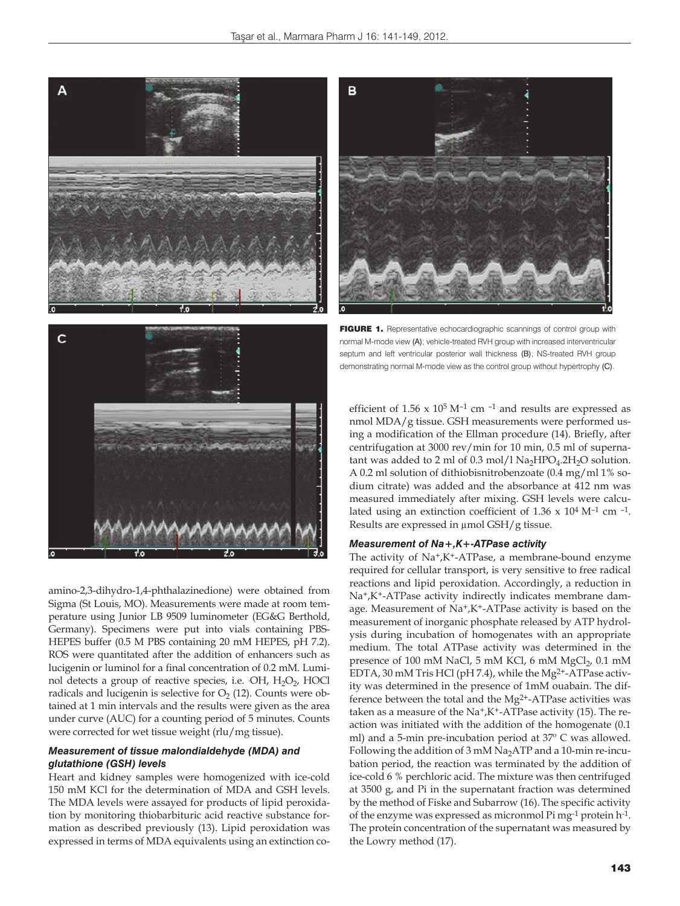**FIGURE 1.** Representative echocardiographic scannings of control group with normal M-mode view (A); vehicle-treated RVH group with increased interventricular septum and left ventricular posterior wall thickness (B); NS-treated RVH group demonstrating normal M-mode view as the control group without hypertrophy (C).

amino-2,3-dihydro-1,4-phthalazinedione) were obtained from Sigma (St Louis, MO). Measurements were made at room temperature using Junior LB 9509 luminometer (EG&G Berthold, Germany). Specimens were put into vials containing PBS-HEPES buffer (0.5 M PBS containing 20 mM HEPES, pH 7.2). ROS were quantitated after the addition of enhancers such as lucigenin or luminol for a final concentration of 0.2 mM. Luminol detects a group of reactive species, i.e. $\cdot OH$, $H_2O_2$, HOCl radicals and lucigenin is selective for $O_2$ (12). Counts were obtained at 1 min intervals and the results were given as the area under curve (AUC) for a counting period of 5 minutes. Counts were corrected for wet tissue weight (rlu/mg tissue).

### *Measurement of tissue malondialdehyde (MDA) and glutathione (GSH) levels*

Heart and kidney samples were homogenized with ice-cold 150 mM KCl for the determination of MDA and GSH levels. The MDA levels were assayed for products of lipid peroxidation by monitoring thiobarbituric acid reactive substance formation as described previously (13). Lipid peroxidation was expressed in terms of MDA equivalents using an extinction coefficient of $1.56 \times 10^5\ M^{-1}\ cm^{-1}$ and results are expressed as nmol MDA/g tissue. GSH measurements were performed using a modification of the Ellman procedure (14). Briefly, after centrifugation at 3000 rev/min for 10 min, 0.5 ml of supernatant was added to 2 ml of 0.3 mol/l $Na_2HPO_4.2H_2O$ solution. A 0.2 ml solution of dithiobisnitrobenzoate (0.4 mg/ml 1% sodium citrate) was added and the absorbance at 412 nm was measured immediately after mixing. GSH levels were calculated using an extinction coefficient of $1.36 \times 10^4\ M^{-1}\ cm^{-1}$. Results are expressed in μmol GSH/g tissue.

### *Measurement of Na+,K+-ATPase activity*

The activity of $Na^+,K^+$-ATPase, a membrane-bound enzyme required for cellular transport, is very sensitive to free radical reactions and lipid peroxidation. Accordingly, a reduction in $Na^+,K^+$-ATPase activity indirectly indicates membrane damage. Measurement of $Na^+,K^+$-ATPase activity is based on the measurement of inorganic phosphate released by ATP hydrolysis during incubation of homogenates with an appropriate medium. The total ATPase activity was determined in the presence of 100 mM NaCl, 5 mM KCl, 6 mM $MgCl_2$, 0.1 mM EDTA, 30 mM Tris HCl (pH 7.4), while the $Mg^{2+}$-ATPase activity was determined in the presence of 1mM ouabain. The difference between the total and the $Mg^{2+}$-ATPase activities was taken as a measure of the $Na^+,K^+$-ATPase activity (15). The reaction was initiated with the addition of the homogenate (0.1 ml) and a 5-min pre-incubation period at 37° C was allowed. Following the addition of 3 mM $Na_2ATP$ and a 10-min re-incubation period, the reaction was terminated by the addition of ice-cold 6 % perchloric acid. The mixture was then centrifuged at 3500 g, and Pi in the supernatant fraction was determined by the method of Fiske and Subarrow (16). The specific activity of the enzyme was expressed as micronmol Pi $mg^{-1}$ protein $h^{-1}$. The protein concentration of the supernatant was measured by the Lowry method (17).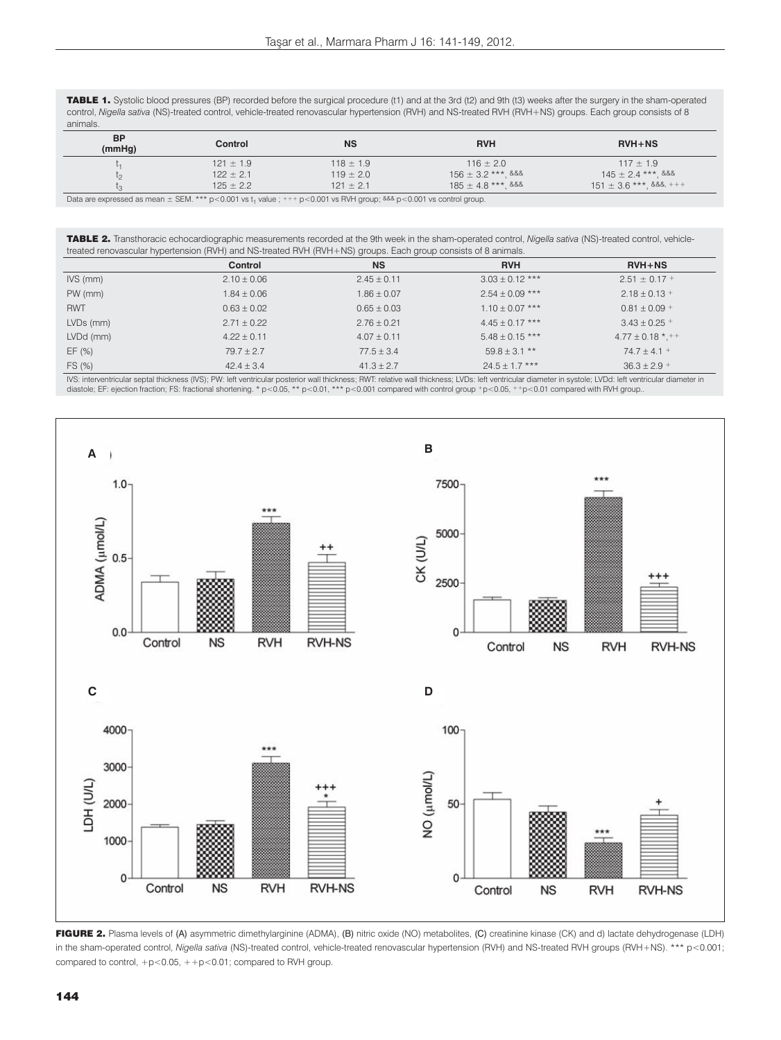**TABLE 1.** Systolic blood pressures (BP) recorded before the surgical procedure (t1) and at the 3rd (t2) and 9th (t3) weeks after the surgery in the sham-operated control, *Nigella sativa* (NS)-treated control, vehicle-treated renovascular hypertension (RVH) and NS-treated RVH (RVH+NS) groups. Each group consists of 8 animals.

| BP (mmHg) | Control | NS | RVH | RVH+NS |
|---|---|---|---|---|
| $t_1$ | 121 ± 1.9 | 118 ± 1.9 | 116 ± 2.0 | 117 ± 1.9 |
| $t_2$ | 122 ± 2.1 | 119 ± 2.0 | 156 ± 3.2 \*\*\*, &&& | 145 ± 2.4 \*\*\*, &&& |
| $t_3$ | 125 ± 2.2 | 121 ± 2.1 | 185 ± 4.8 \*\*\*, &&& | 151 ± 3.6 \*\*\*, &&&, +++ |

Data are expressed as mean ± SEM. *** $p<0.001$ vs $t_1$ value ; +++ $p<0.001$ vs RVH group; &&& $p<0.001$ vs control group.

**TABLE 2.** Transthoracic echocardiographic measurements recorded at the 9th week in the sham-operated control, *Nigella sativa* (NS)-treated control, vehicle-treated renovascular hypertension (RVH) and NS-treated RVH (RVH+NS) groups. Each group consists of 8 animals.

| | Control | NS | RVH | RVH+NS |
|---|---|---|---|---|
| IVS (mm) | 2.10 ± 0.06 | 2.45 ± 0.11 | 3.03 ± 0.12 \*\*\* | 2.51 ± 0.17 + |
| PW (mm) | 1.84 ± 0.06 | 1.86 ± 0.07 | 2.54 ± 0.09 \*\*\* | 2.18 ± 0.13 + |
| RWT | 0.63 ± 0.02 | 0.65 ± 0.03 | 1.10 ± 0.07 \*\*\* | 0.81 ± 0.09 + |
| LVDs (mm) | 2.71 ± 0.22 | 2.76 ± 0.21 | 4.45 ± 0.17 \*\*\* | 3.43 ± 0.25 + |
| LVDd (mm) | 4.22 ± 0.11 | 4.07 ± 0.11 | 5.48 ± 0.15 \*\*\* | 4.77 ± 0.18 \*, ++ |
| EF (%) | 79.7 ± 2.7 | 77.5 ± 3.4 | 59.8 ± 3.1 \*\* | 74.7 ± 4.1 + |
| FS (%) | 42.4 ± 3.4 | 41.3 ± 2.7 | 24.5 ± 1.7 \*\*\* | 36.3 ± 2.9 + |

IVS: interventricular septal thickness (IVS); PW: left ventricular posterior wall thickness; RWT: relative wall thickness; LVDs: left ventricular diameter in systole; LVDd: left ventricular diameter in diastole; EF: ejection fraction; FS: fractional shortening. * $p<0.05$, ** $p<0.01$, *** $p<0.001$ compared with control group +$p<0.05$, ++$p<0.01$ compared with RVH group..

**FIGURE 2.** Plasma levels of (A) asymmetric dimethylarginine (ADMA), (B) nitric oxide (NO) metabolites, (C) creatinine kinase (CK) and d) lactate dehydrogenase (LDH) in the sham-operated control, *Nigella sativa* (NS)-treated control, vehicle-treated renovascular hypertension (RVH) and NS-treated RVH groups (RVH+NS). *** $p<0.001$; compared to control, +$p<0.05$, ++$p<0.01$; compared to RVH group.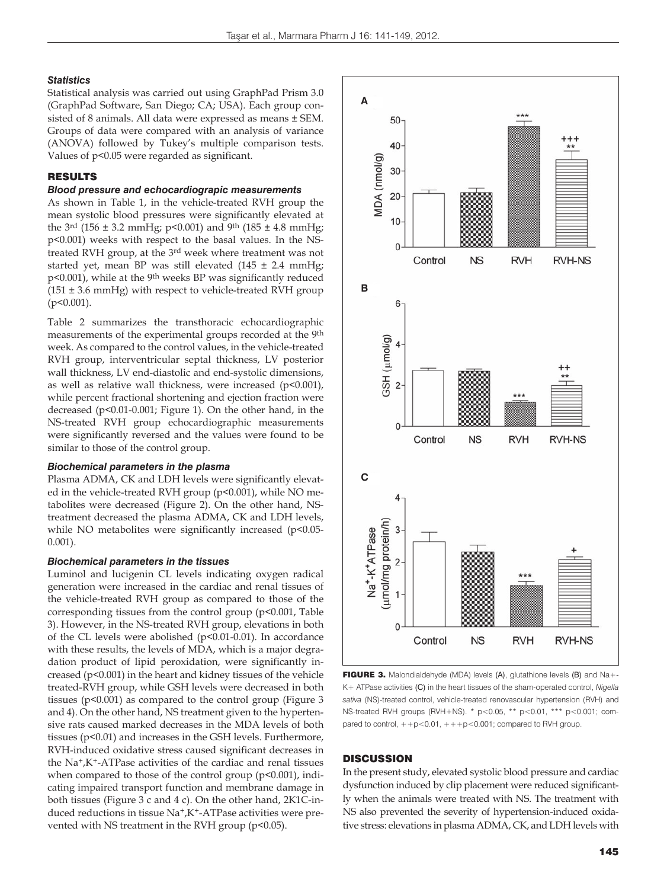#### Statistics

Statistical analysis was carried out using GraphPad Prism 3.0 (GraphPad Software, San Diego; CA; USA). Each group consisted of 8 animals. All data were expressed as means ± SEM. Groups of data were compared with an analysis of variance (ANOVA) followed by Tukey's multiple comparison tests. Values of $p<0.05$ were regarded as significant.

## RESULTS

#### Blood pressure and echocardiograpic measurements

As shown in Table 1, in the vehicle-treated RVH group the mean systolic blood pressures were significantly elevated at the 3rd (156 ± 3.2 mmHg; $p<0.001$) and 9th (185 ± 4.8 mmHg; $p<0.001$) weeks with respect to the basal values. In the NS-treated RVH group, at the 3rd week where treatment was not started yet, mean BP was still elevated (145 ± 2.4 mmHg; $p<0.001$), while at the 9th weeks BP was significantly reduced (151 ± 3.6 mmHg) with respect to vehicle-treated RVH group ($p<0.001$).

Table 2 summarizes the transthoracic echocardiographic measurements of the experimental groups recorded at the 9th week. As compared to the control values, in the vehicle-treated RVH group, interventricular septal thickness, LV posterior wall thickness, LV end-diastolic and end-systolic dimensions, as well as relative wall thickness, were increased ($p<0.001$), while percent fractional shortening and ejection fraction were decreased ($p<0.01$-$0.001$; Figure 1). On the other hand, in the NS-treated RVH group echocardiographic measurements were significantly reversed and the values were found to be similar to those of the control group.

#### Biochemical parameters in the plasma

Plasma ADMA, CK and LDH levels were significantly elevated in the vehicle-treated RVH group ($p<0.001$), while NO metabolites were decreased (Figure 2). On the other hand, NS-treatment decreased the plasma ADMA, CK and LDH levels, while NO metabolites were significantly increased ($p<0.05$-$0.001$).

#### Biochemical parameters in the tissues

Luminol and lucigenin CL levels indicating oxygen radical generation were increased in the cardiac and renal tissues of the vehicle-treated RVH group as compared to those of the corresponding tissues from the control group ($p<0.001$, Table 3). However, in the NS-treated RVH group, elevations in both of the CL levels were abolished ($p<0.01$-$0.01$). In accordance with these results, the levels of MDA, which is a major degradation product of lipid peroxidation, were significantly increased ($p<0.001$) in the heart and kidney tissues of the vehicle treated-RVH group, while GSH levels were decreased in both tissues ($p<0.001$) as compared to the control group (Figure 3 and 4). On the other hand, NS treatment given to the hypertensive rats caused marked decreases in the MDA levels of both tissues ($p<0.01$) and increases in the GSH levels. Furthermore, RVH-induced oxidative stress caused significant decreases in the $Na^+,K^+$-ATPase activities of the cardiac and renal tissues when compared to those of the control group ($p<0.001$), indicating impaired transport function and membrane damage in both tissues (Figure 3 c and 4 c). On the other hand, 2K1C-induced reductions in tissue $Na^+,K^+$-ATPase activities were prevented with NS treatment in the RVH group ($p<0.05$).

**FIGURE 3.** Malondialdehyde (MDA) levels (A), glutathione levels (B) and $Na^+$-$K^+$ ATPase activities (C) in the heart tissues of the sham-operated control, *Nigella sativa* (NS)-treated control, vehicle-treated renovascular hypertension (RVH) and NS-treated RVH groups (RVH+NS). * $p<0.05$, ** $p<0.01$, *** $p<0.001$; compared to control, ++$p<0.01$, +++$p<0.001$; compared to RVH group.

## DISCUSSION

In the present study, elevated systolic blood pressure and cardiac dysfunction induced by clip placement were reduced significantly when the animals were treated with NS. The treatment with NS also prevented the severity of hypertension-induced oxidative stress: elevations in plasma ADMA, CK, and LDH levels with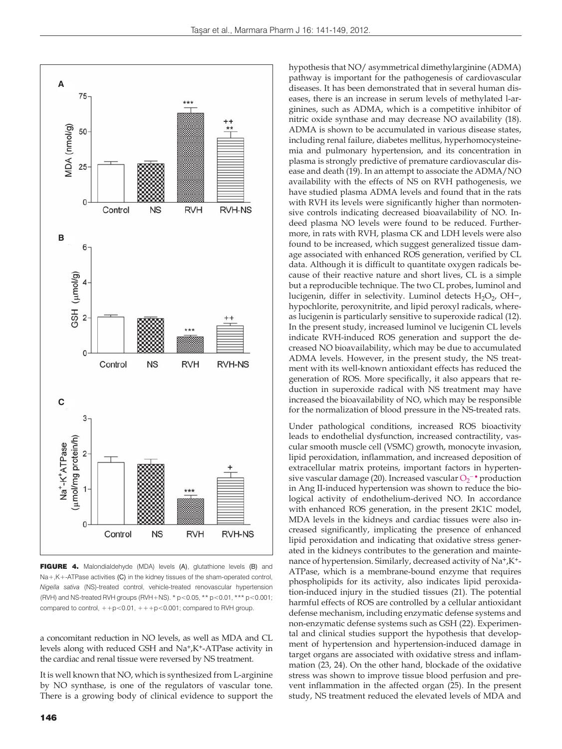FIGURE 4. Malondialdehyde (MDA) levels (A), glutathione levels (B) and Na+,K+-ATPase activities (C) in the kidney tissues of the sham-operated control, *Nigella sativa* (NS)-treated control, vehicle-treated renovascular hypertension (RVH) and NS-treated RVH groups (RVH+NS). * $p<0.05$, ** $p<0.01$, *** $p<0.001$; compared to control, ++$p<0.01$, +++$p<0.001$; compared to RVH group.

a concomitant reduction in NO levels, as well as MDA and CL levels along with reduced GSH and $Na^+$,$K^+$-ATPase activity in the cardiac and renal tissue were reversed by NS treatment.

It is well known that NO, which is synthesized from L-arginine by NO synthase, is one of the regulators of vascular tone. There is a growing body of clinical evidence to support the hypothesis that NO/ asymmetrical dimethylarginine (ADMA) pathway is important for the pathogenesis of cardiovascular diseases. It has been demonstrated that in several human diseases, there is an increase in serum levels of methylated l-arginines, such as ADMA, which is a competitive inhibitor of nitric oxide synthase and may decrease NO availability (18). ADMA is shown to be accumulated in various disease states, including renal failure, diabetes mellitus, hyperhomocysteinemia and pulmonary hypertension, and its concentration in plasma is strongly predictive of premature cardiovascular disease and death (19). In an attempt to associate the ADMA/NO availability with the effects of NS on RVH pathogenesis, we have studied plasma ADMA levels and found that in the rats with RVH its levels were significantly higher than normotensive controls indicating decreased bioavailability of NO. Indeed plasma NO levels were found to be reduced. Furthermore, in rats with RVH, plasma CK and LDH levels were also found to be increased, which suggest generalized tissue damage associated with enhanced ROS generation, verified by CL data. Although it is difficult to quantitate oxygen radicals because of their reactive nature and short lives, CL is a simple but a reproducible technique. The two CL probes, luminol and lucigenin, differ in selectivity. Luminol detects $H_2O_2$, $OH^-$, hypochlorite, peroxynitrite, and lipid peroxyl radicals, whereas lucigenin is particularly sensitive to superoxide radical (12). In the present study, increased luminol ve lucigenin CL levels indicate RVH-induced ROS generation and support the decreased NO bioavailability, which may be due to accumulated ADMA levels. However, in the present study, the NS treatment with its well-known antioxidant effects has reduced the generation of ROS. More specifically, it also appears that reduction in superoxide radical with NS treatment may have increased the bioavailability of NO, which may be responsible for the normalization of blood pressure in the NS-treated rats.

Under pathological conditions, increased ROS bioactivity leads to endothelial dysfunction, increased contractility, vascular smooth muscle cell (VSMC) growth, monocyte invasion, lipid peroxidation, inflammation, and increased deposition of extracellular matrix proteins, important factors in hypertensive vascular damage (20). Increased vascular $O_2^{-\bullet}$ production in Ang II-induced hypertension was shown to reduce the biological activity of endothelium-derived NO. In accordance with enhanced ROS generation, in the present 2K1C model, MDA levels in the kidneys and cardiac tissues were also increased significantly, implicating the presence of enhanced lipid peroxidation and indicating that oxidative stress generated in the kidneys contributes to the generation and maintenance of hypertension. Similarly, decreased activity of $Na^+$,$K^+$-ATPase, which is a membrane-bound enzyme that requires phospholipids for its activity, also indicates lipid peroxidation-induced injury in the studied tissues (21). The potential harmful effects of ROS are controlled by a cellular antioxidant defense mechanism, including enzymatic defense systems and non-enzymatic defense systems such as GSH (22). Experimental and clinical studies support the hypothesis that development of hypertension and hypertension-induced damage in target organs are associated with oxidative stress and inflammation (23, 24). On the other hand, blockade of the oxidative stress was shown to improve tissue blood perfusion and prevent inflammation in the affected organ (25). In the present study, NS treatment reduced the elevated levels of MDA and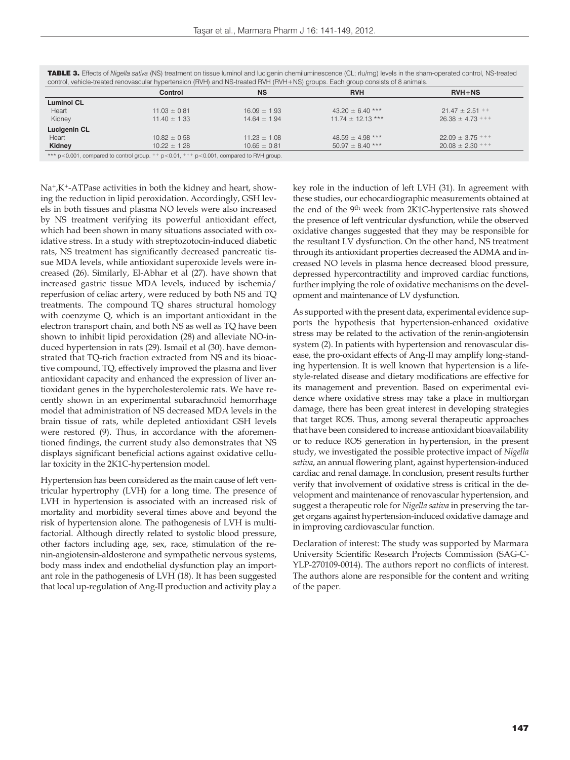**TABLE 3.** Effects of *Nigella sativa* (NS) treatment on tissue luminol and lucigenin chemiluminescence (CL; rlu/mg) levels in the sham-operated control, NS-treated control, vehicle-treated renovascular hypertension (RVH) and NS-treated RVH (RVH+NS) groups. Each group consists of 8 animals.

| | Control | NS | RVH | RVH+NS |
|---|---|---|---|---|
| **Luminol CL** | | | | |
| Heart | 11.03 ± 0.81 | 16.09 ± 1.93 | 43.20 ± 6.40 *** | 21.47 ± 2.51 ++ |
| Kidney | 11.40 ± 1.33 | 14.64 ± 1.94 | 11.74 ± 12.13 *** | 26.38 ± 4.73 +++ |
| **Lucigenin CL** | | | | |
| Heart | 10.82 ± 0.58 | 11.23 ± 1.08 | 48.59 ± 4.98 *** | 22.09 ± 3.75 +++ |
| **Kidney** | 10.22 ± 1.28 | 10.65 ± 0.81 | 50.97 ± 8.40 *** | 20.08 ± 2.30 +++ |

*** $p<0.001$, compared to control group. ++ $p<0.01$, +++ $p<0.001$, compared to RVH group.

$Na^+,K^+$-ATPase activities in both the kidney and heart, showing the reduction in lipid peroxidation. Accordingly, GSH levels in both tissues and plasma NO levels were also increased by NS treatment verifying its powerful antioxidant effect, which had been shown in many situations associated with oxidative stress. In a study with streptozotocin-induced diabetic rats, NS treatment has significantly decreased pancreatic tissue MDA levels, while antioxidant superoxide levels were increased (26). Similarly, El-Abhar et al (27). have shown that increased gastric tissue MDA levels, induced by ischemia/reperfusion of celiac artery, were reduced by both NS and TQ treatments. The compound TQ shares structural homology with coenzyme Q, which is an important antioxidant in the electron transport chain, and both NS as well as TQ have been shown to inhibit lipid peroxidation (28) and alleviate NO-induced hypertension in rats (29). Ismail et al (30). have demonstrated that TQ-rich fraction extracted from NS and its bioactive compound, TQ, effectively improved the plasma and liver antioxidant capacity and enhanced the expression of liver antioxidant genes in the hypercholesterolemic rats. We have recently shown in an experimental subarachnoid hemorrhage model that administration of NS decreased MDA levels in the brain tissue of rats, while depleted antioxidant GSH levels were restored (9). Thus, in accordance with the aforementioned findings, the current study also demonstrates that NS displays significant beneficial actions against oxidative cellular toxicity in the 2K1C-hypertension model.

Hypertension has been considered as the main cause of left ventricular hypertrophy (LVH) for a long time. The presence of LVH in hypertension is associated with an increased risk of mortality and morbidity several times above and beyond the risk of hypertension alone. The pathogenesis of LVH is multifactorial. Although directly related to systolic blood pressure, other factors including age, sex, race, stimulation of the renin-angiotensin-aldosterone and sympathetic nervous systems, body mass index and endothelial dysfunction play an important role in the pathogenesis of LVH (18). It has been suggested that local up-regulation of Ang-II production and activity play a key role in the induction of left LVH (31). In agreement with these studies, our echocardiographic measurements obtained at the end of the 9th week from 2K1C-hypertensive rats showed the presence of left ventricular dysfunction, while the observed oxidative changes suggested that they may be responsible for the resultant LV dysfunction. On the other hand, NS treatment through its antioxidant properties decreased the ADMA and increased NO levels in plasma hence decreased blood pressure, depressed hypercontractility and improved cardiac functions, further implying the role of oxidative mechanisms on the development and maintenance of LV dysfunction.

As supported with the present data, experimental evidence supports the hypothesis that hypertension-enhanced oxidative stress may be related to the activation of the renin-angiotensin system (2). In patients with hypertension and renovascular disease, the pro-oxidant effects of Ang-II may amplify long-standing hypertension. It is well known that hypertension is a lifestyle-related disease and dietary modifications are effective for its management and prevention. Based on experimental evidence where oxidative stress may take a place in multiorgan damage, there has been great interest in developing strategies that target ROS. Thus, among several therapeutic approaches that have been considered to increase antioxidant bioavailability or to reduce ROS generation in hypertension, in the present study, we investigated the possible protective impact of *Nigella sativa*, an annual flowering plant, against hypertension-induced cardiac and renal damage. In conclusion, present results further verify that involvement of oxidative stress is critical in the development and maintenance of renovascular hypertension, and suggest a therapeutic role for *Nigella sativa* in preserving the target organs against hypertension-induced oxidative damage and in improving cardiovascular function.

Declaration of interest: The study was supported by Marmara University Scientific Research Projects Commission (SAG-C-YLP-270109-0014). The authors report no conflicts of interest. The authors alone are responsible for the content and writing of the paper.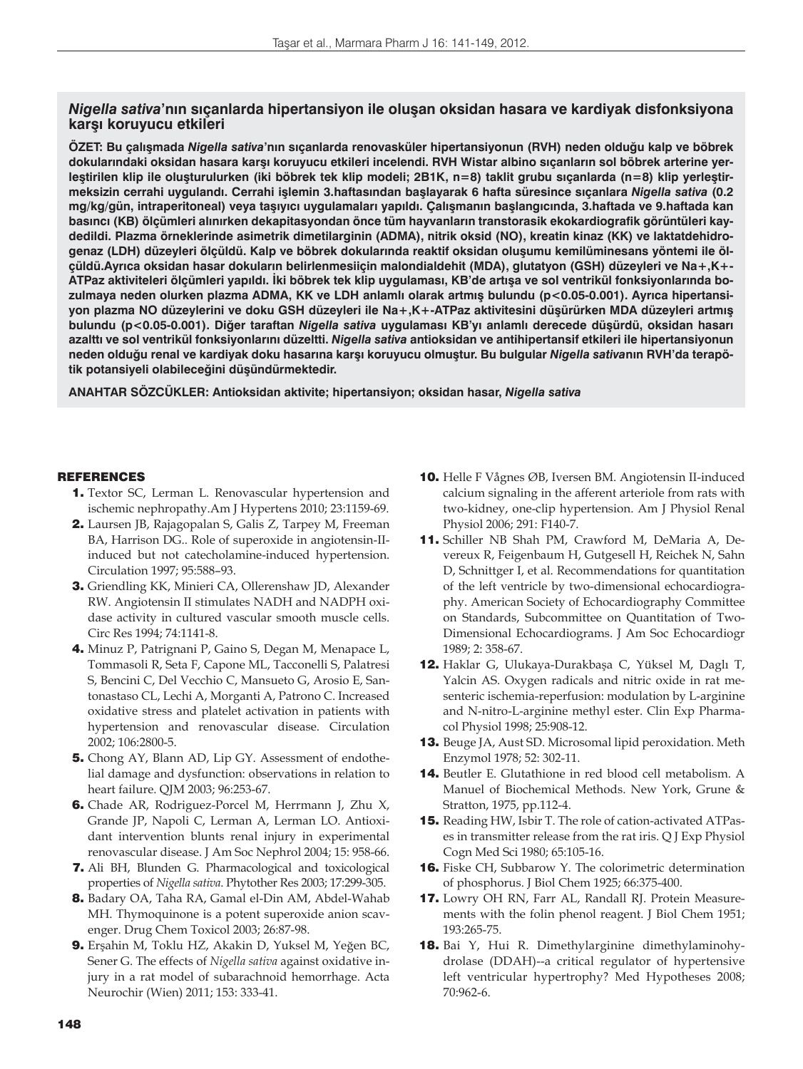## *Nigella sativa*'nın sıçanlarda hipertansiyon ile oluşan oksidan hasara ve kardiyak disfonksiyona karşı koruyucu etkileri

**ÖZET: Bu çalışmada *Nigella sativa*'nın sıçanlarda renovasküler hipertansiyonun (RVH) neden olduğu kalp ve böbrek dokularındaki oksidan hasara karşı koruyucu etkileri incelendi. RVH Wistar albino sıçanların sol böbrek arterine yerleştirilen klip ile oluşturulurken (iki böbrek tek klip modeli; 2B1K, n=8) taklit grubu sıçanlarda (n=8) klip yerleştirmeksizin cerrahi uygulandı. Cerrahi işlemin 3.haftasından başlayarak 6 hafta süresince sıçanlara *Nigella sativa* (0.2 mg/kg/gün, intraperitoneal) veya taşıyıcı uygulamaları yapıldı. Çalışmanın başlangıcında, 3.haftada ve 9.haftada kan basıncı (KB) ölçümleri alınırken dekapitasyondan önce tüm hayvanların transtorasik ekokardiografik görüntüleri kaydedildi. Plazma örneklerinde asimetrik dimetilarginin (ADMA), nitrik oksid (NO), kreatin kinaz (KK) ve laktatdehidrogenaz (LDH) düzeyleri ölçüldü. Kalp ve böbrek dokularında reaktif oksidan oluşumu kemilüminesans yöntemi ile ölçüldü.Ayrıca oksidan hasar dokuların belirlenmesiiçin malondialdehit (MDA), glutatyon (GSH) düzeyleri ve Na+,K+-ATPaz aktiviteleri ölçümleri yapıldı. İki böbrek tek klip uygulaması, KB'de artışa ve sol ventrikül fonksiyonlarında bozulmaya neden olurken plazma ADMA, KK ve LDH anlamlı olarak artmış bulundu ($p<0.05$-$0.001$). Ayrıca hipertansiyon plazma NO düzeylerini ve doku GSH düzeyleri ile Na+,K+-ATPaz aktivitesini düşürürken MDA düzeyleri artmış bulundu ($p<0.05$-$0.001$). Diğer taraftan *Nigella sativa* uygulaması KB'yı anlamlı derecede düşürdü, oksidan hasarı azalttı ve sol ventrikül fonksiyonlarını düzeltti. *Nigella sativa* antioksidan ve antihipertansif etkileri ile hipertansiyonun neden olduğu renal ve kardiyak doku hasarına karşı koruyucu olmuştur. Bu bulgular *Nigella sativa*nın RVH'da terapötik potansiyeli olabileceğini düşündürmektedir.**

**ANAHTAR SÖZCÜKLER: Antioksidan aktivite; hipertansiyon; oksidan hasar, *Nigella sativa***

## REFERENCES

1. Textor SC, Lerman L. Renovascular hypertension and ischemic nephropathy.Am J Hypertens 2010; 23:1159-69.
2. Laursen JB, Rajagopalan S, Galis Z, Tarpey M, Freeman BA, Harrison DG.. Role of superoxide in angiotensin-II-induced but not catecholamine-induced hypertension. Circulation 1997; 95:588–93.
3. Griendling KK, Minieri CA, Ollerenshaw JD, Alexander RW. Angiotensin II stimulates NADH and NADPH oxidase activity in cultured vascular smooth muscle cells. Circ Res 1994; 74:1141-8.
4. Minuz P, Patrignani P, Gaino S, Degan M, Menapace L, Tommasoli R, Seta F, Capone ML, Tacconelli S, Palatresi S, Bencini C, Del Vecchio C, Mansueto G, Arosio E, Santonastaso CL, Lechi A, Morganti A, Patrono C. Increased oxidative stress and platelet activation in patients with hypertension and renovascular disease. Circulation 2002; 106:2800-5.
5. Chong AY, Blann AD, Lip GY. Assessment of endothelial damage and dysfunction: observations in relation to heart failure. QJM 2003; 96:253-67.
6. Chade AR, Rodriguez-Porcel M, Herrmann J, Zhu X, Grande JP, Napoli C, Lerman A, Lerman LO. Antioxidant intervention blunts renal injury in experimental renovascular disease. J Am Soc Nephrol 2004; 15: 958-66.
7. Ali BH, Blunden G. Pharmacological and toxicological properties of *Nigella sativa*. Phytother Res 2003; 17:299-305.
8. Badary OA, Taha RA, Gamal el-Din AM, Abdel-Wahab MH. Thymoquinone is a potent superoxide anion scavenger. Drug Chem Toxicol 2003; 26:87-98.
9. Erşahin M, Toklu HZ, Akakin D, Yuksel M, Yeğen BC, Sener G. The effects of *Nigella sativa* against oxidative injury in a rat model of subarachnoid hemorrhage. Acta Neurochir (Wien) 2011; 153: 333-41.
10. Helle F Vågnes ØB, Iversen BM. Angiotensin II-induced calcium signaling in the afferent arteriole from rats with two-kidney, one-clip hypertension. Am J Physiol Renal Physiol 2006; 291: F140-7.
11. Schiller NB Shah PM, Crawford M, DeMaria A, Devereux R, Feigenbaum H, Gutgesell H, Reichek N, Sahn D, Schnittger I, et al. Recommendations for quantitation of the left ventricle by two-dimensional echocardiography. American Society of Echocardiography Committee on Standards, Subcommittee on Quantitation of Two-Dimensional Echocardiograms. J Am Soc Echocardiogr 1989; 2: 358-67.
12. Haklar G, Ulukaya-Durakbaşa C, Yüksel M, Daglı T, Yalcin AS. Oxygen radicals and nitric oxide in rat mesenteric ischemia-reperfusion: modulation by L-arginine and N-nitro-L-arginine methyl ester. Clin Exp Pharmacol Physiol 1998; 25:908-12.
13. Beuge JA, Aust SD. Microsomal lipid peroxidation. Meth Enzymol 1978; 52: 302-11.
14. Beutler E. Glutathione in red blood cell metabolism. A Manuel of Biochemical Methods. New York, Grune & Stratton, 1975, pp.112-4.
15. Reading HW, Isbir T. The role of cation-activated ATPases in transmitter release from the rat iris. Q J Exp Physiol Cogn Med Sci 1980; 65:105-16.
16. Fiske CH, Subbarow Y. The colorimetric determination of phosphorus. J Biol Chem 1925; 66:375-400.
17. Lowry OH RN, Farr AL, Randall RJ. Protein Measurements with the folin phenol reagent. J Biol Chem 1951; 193:265-75.
18. Bai Y, Hui R. Dimethylarginine dimethylaminohydrolase (DDAH)--a critical regulator of hypertensive left ventricular hypertrophy? Med Hypotheses 2008; 70:962-6.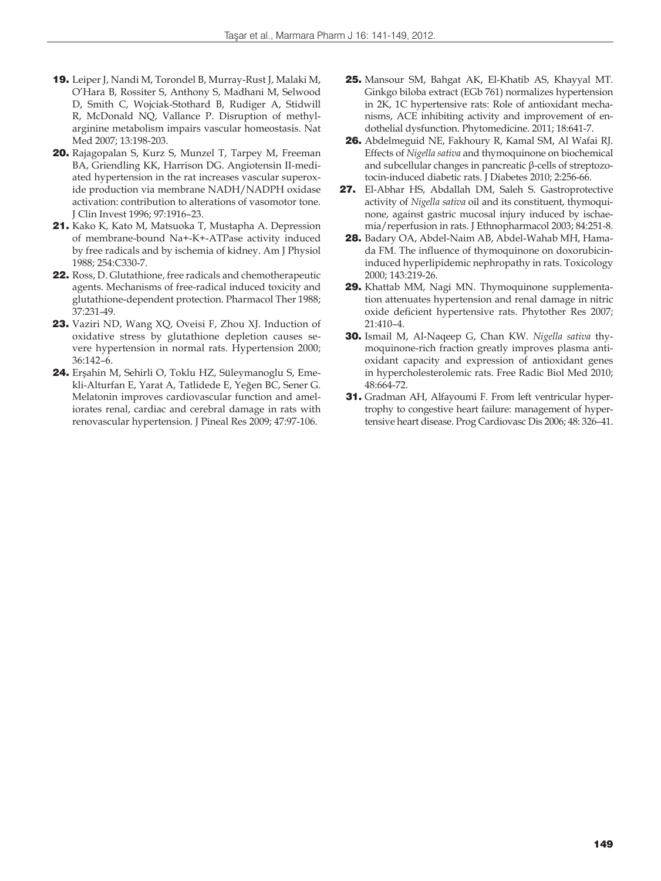19. Leiper J, Nandi M, Torondel B, Murray-Rust J, Malaki M, O'Hara B, Rossiter S, Anthony S, Madhani M, Selwood D, Smith C, Wojciak-Stothard B, Rudiger A, Stidwill R, McDonald NQ, Vallance P. Disruption of methylarginine metabolism impairs vascular homeostasis. Nat Med 2007; 13:198-203.
20. Rajagopalan S, Kurz S, Munzel T, Tarpey M, Freeman BA, Griendling KK, Harrison DG. Angiotensin II-mediated hypertension in the rat increases vascular superoxide production via membrane NADH/NADPH oxidase activation: contribution to alterations of vasomotor tone. J Clin Invest 1996; 97:1916–23.
21. Kako K, Kato M, Matsuoka T, Mustapha A. Depression of membrane-bound Na+-K+-ATPase activity induced by free radicals and by ischemia of kidney. Am J Physiol 1988; 254:C330-7.
22. Ross, D. Glutathione, free radicals and chemotherapeutic agents. Mechanisms of free-radical induced toxicity and glutathione-dependent protection. Pharmacol Ther 1988; 37:231-49.
23. Vaziri ND, Wang XQ, Oveisi F, Zhou XJ. Induction of oxidative stress by glutathione depletion causes severe hypertension in normal rats. Hypertension 2000; 36:142–6.
24. Erşahin M, Sehirli O, Toklu HZ, Süleymanoglu S, Emekli-Alturfan E, Yarat A, Tatlidede E, Yeğen BC, Sener G. Melatonin improves cardiovascular function and ameliorates renal, cardiac and cerebral damage in rats with renovascular hypertension. J Pineal Res 2009; 47:97-106.
25. Mansour SM, Bahgat AK, El-Khatib AS, Khayyal MT. Ginkgo biloba extract (EGb 761) normalizes hypertension in 2K, 1C hypertensive rats: Role of antioxidant mechanisms, ACE inhibiting activity and improvement of endothelial dysfunction. Phytomedicine. 2011; 18:641-7.
26. Abdelmeguid NE, Fakhoury R, Kamal SM, Al Wafai RJ. Effects of *Nigella sativa* and thymoquinone on biochemical and subcellular changes in pancreatic β-cells of streptozotocin-induced diabetic rats. J Diabetes 2010; 2:256-66.
27. El-Abhar HS, Abdallah DM, Saleh S. Gastroprotective activity of *Nigella sativa* oil and its constituent, thymoquinone, against gastric mucosal injury induced by ischaemia/reperfusion in rats. J Ethnopharmacol 2003; 84:251-8.
28. Badary OA, Abdel-Naim AB, Abdel-Wahab MH, Hamada FM. The influence of thymoquinone on doxorubicin-induced hyperlipidemic nephropathy in rats. Toxicology 2000; 143:219-26.
29. Khattab MM, Nagi MN. Thymoquinone supplementation attenuates hypertension and renal damage in nitric oxide deficient hypertensive rats. Phytother Res 2007; 21:410–4.
30. Ismail M, Al-Naqeep G, Chan KW. *Nigella sativa* thymoquinone-rich fraction greatly improves plasma antioxidant capacity and expression of antioxidant genes in hypercholesterolemic rats. Free Radic Biol Med 2010; 48:664-72.
31. Gradman AH, Alfayoumi F. From left ventricular hypertrophy to congestive heart failure: management of hypertensive heart disease. Prog Cardiovasc Dis 2006; 48: 326–41.